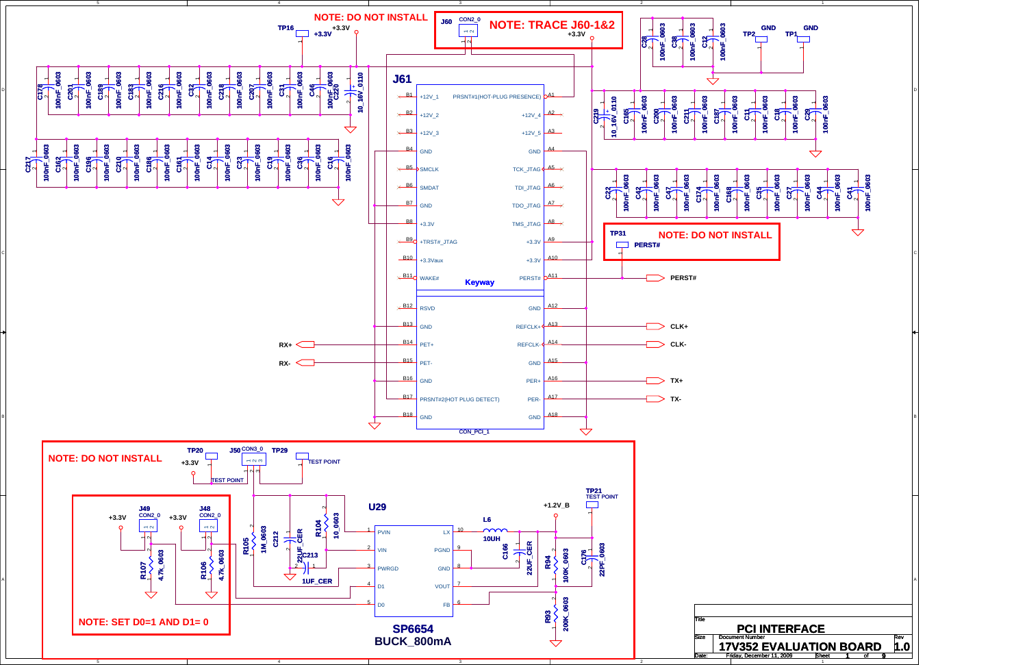# PCI INTERFACE

NOTE: DO NOT INSTALL

NOTE: TRACE J60-1&2

NOTE: DO NOT INSTALL

NOTE: DO NOT INSTALL

NOTE: SET D0=1 AND D1= 0

## J61 (CON_PCI_1)

| Pin | Signal | Pin | Signal |
|---|---|---|---|
| B1 | +12V_1 | A1 | PRSNT#1(HOT-PLUG PRESENCE) |
| B2 | +12V_2 | A2 | +12V_4 |
| B3 | +12V_3 | A3 | +12V_5 |
| B4 | GND | A4 | GND |
| B5 | SMCLK | A5 | TCK_JTAG |
| B6 | SMDAT | A6 | TDI_JTAG |
| B7 | GND | A7 | TDO_JTAG |
| B8 | +3.3V | A8 | TMS_JTAG |
| B9 | +TRST#_JTAG | A9 | +3.3V |
| B10 | +3.3Vaux | A10 | +3.3V |
| B11 | WAKE# | A11 | PERST# |
| | Keyway | | |
| B12 | RSVD | A12 | GND |
| B13 | GND | A13 | REFCLK+ |
| B14 | PET+ | A14 | REFCLK- |
| B15 | PET- | A15 | GND |
| B16 | GND | A16 | PER+ |
| B17 | PRSNT#2(HOT PLUG DETECT) | A17 | PER- |
| B18 | GND | A18 | GND |

Signals: RX+, RX-, PERST#, CLK+, CLK-, TX+, TX-

J60 CON2_0, TP16 +3.3V, TP2 GND, TP1 GND, TP31 PERST#

Decoupling capacitors (100nF_0603): C178, C201, C189, C183, C216, C32, C218, C207, C31, C46, C220, C217, C162, C196, C210, C186, C161, C14, C23, C19, C36, C16, C28, C38, C12, C165, C200, C211, C187, C11, C18, C29, C22, C42, C47, C174, C168, C35, C27, C44, C41

C220: 10_16V_0110; C219: 10_16V_0110

## U29 SP6654 BUCK_800mA

| Pin | Signal | Pin | Signal |
|---|---|---|---|
| 1 | PVIN | 10 | LX |
| 2 | VIN | 9 | PGND |
| 3 | PWRGD | 8 | GND |
| 4 | D1 | 7 | VOUT |
| 5 | D0 | 6 | FB |

TP20 +3.3V TEST POINT, J50 CON3_0, TP29 TEST POINT, TP21 TEST POINT, +1.2V_B

J49 CON2_0 +3.3V, J48 CON2_0 +3.3V, R107 4.7K_0603, R106 4.7K_0603, R105 1M_0603, C212 22UF_CER, C213 1UF_CER, R104 10_0603, L6 10UH, C166 22UF_CER, R94 100K_0603, C176 22PF_0603, R93 200K_0603

| Title | PCI INTERFACE | |
|---|---|---|
| Size | Document Number: 17V352 EVALUATION BOARD | Rev 1.0 |
| Date: Friday, December 11, 2009 | Sheet 1 of 9 | |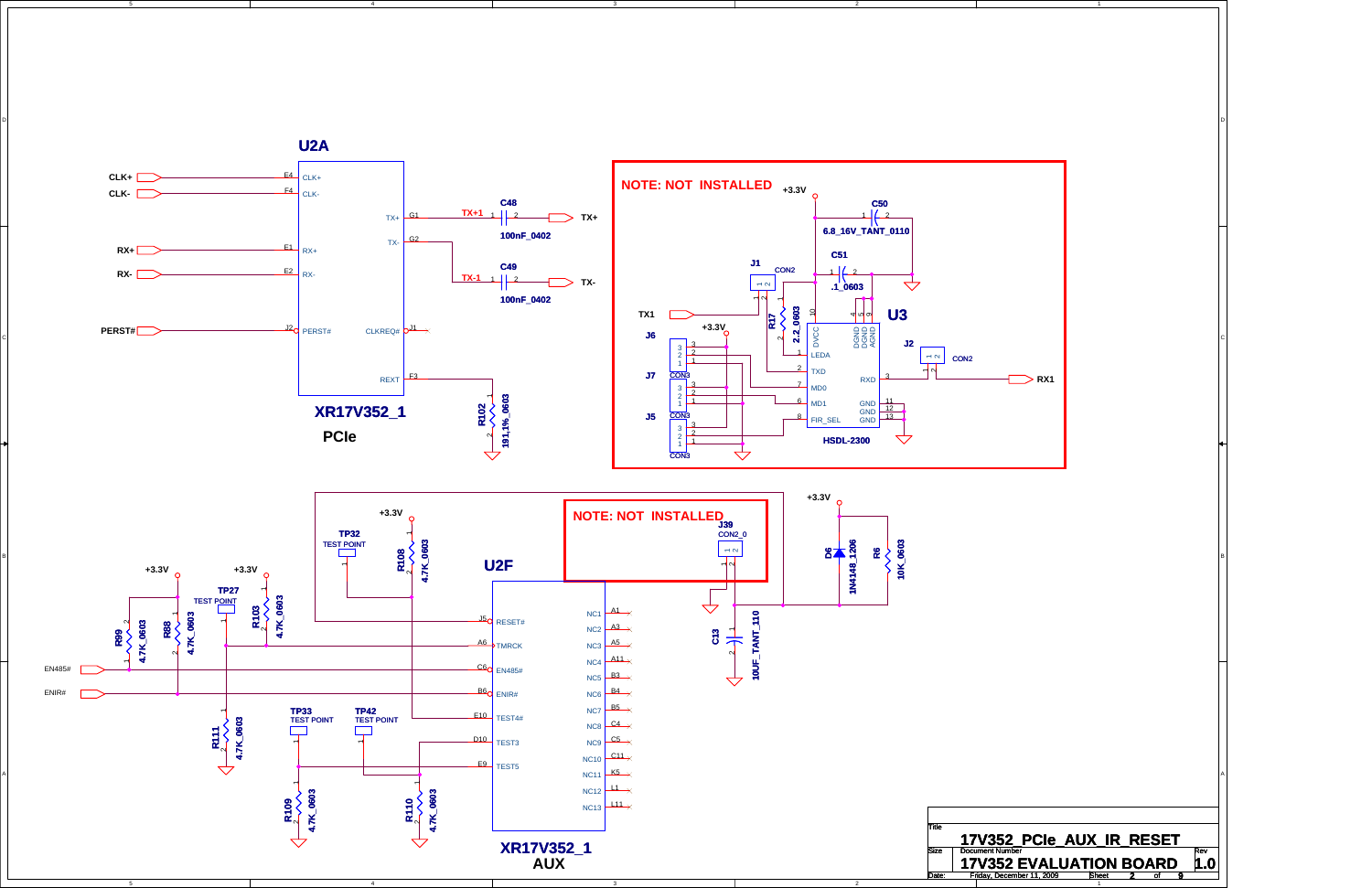## U2A

| Pin | Signal | Net |
|---|---|---|
| E4 | CLK+ | CLK+ |
| F4 | CLK- | CLK- |
| E1 | RX+ | RX+ |
| E2 | RX- | RX- |
| J2 | PERST# | PERST# |
| G1 | TX+ | TX+1 → C48 (100nF_0402) → TX+ |
| G2 | TX- | TX-1 → C49 (100nF_0402) → TX- |
| J1 | CLKREQ# | |
| F3 | REXT | R102 191,1%_0603 |

**XR17V352_1**

**PCIe**

**NOTE: NOT INSTALLED**

+3.3V

C50 6.8_16V_TANT_0110

C51 .1_0603

J1 CON2

R17 2.2_0603

TX1

J6 CON3

J7 CON3

J5 CON3

+3.3V

U3 HSDL-2300

| Pin | Signal |
|---|---|
| 10 | DVCC |
| 1 | LEDA |
| 2 | TXD |
| 7 | MD0 |
| 6 | MD1 |
| 8 | FIR_SEL |
| 4 | DGND |
| 5 | DGND |
| 9 | AGND |
| 3 | RXD |
| 11 | GND |
| 12 | GND |
| 13 | GND |

J2 CON2

RX1

+3.3V

D6 1N4148_1206

R6 10K_0603

**NOTE: NOT INSTALLED**

J39 CON2_0

C13 10UF_TANT_110

## U2F

+3.3V

TP32 TEST POINT

R108 4.7K_0603

+3.3V

+3.3V

TP27 TEST POINT

R99 4.7K_0603

R88 4.7K_0603

R103 4.7K_0603

EN485#

ENIR#

R111 4.7K_0603

TP33 TEST POINT

TP42 TEST POINT

R109 4.7K_0603

R110 4.7K_0603

| Pin | Signal | Pin | Signal |
|---|---|---|---|
| J5 | RESET# | A1 | NC1 |
| A6 | TMRCK | A3 | NC2 |
| C6 | EN485# | A5 | NC3 |
| B6 | ENIR# | A11 | NC4 |
| E10 | TEST4# | B3 | NC5 |
| D10 | TEST3 | B4 | NC6 |
| E9 | TEST5 | B5 | NC7 |
| | | C4 | NC8 |
| | | C5 | NC9 |
| | | C11 | NC10 |
| | | K5 | NC11 |
| | | L1 | NC12 |
| | | L11 | NC13 |

**XR17V352_1**

**AUX**

Title: 17V352_PCIe_AUX_IR_RESET

Document Number: 17V352 EVALUATION BOARD

Rev: 1.0

Date: Friday, December 11, 2009

Sheet 2 of 9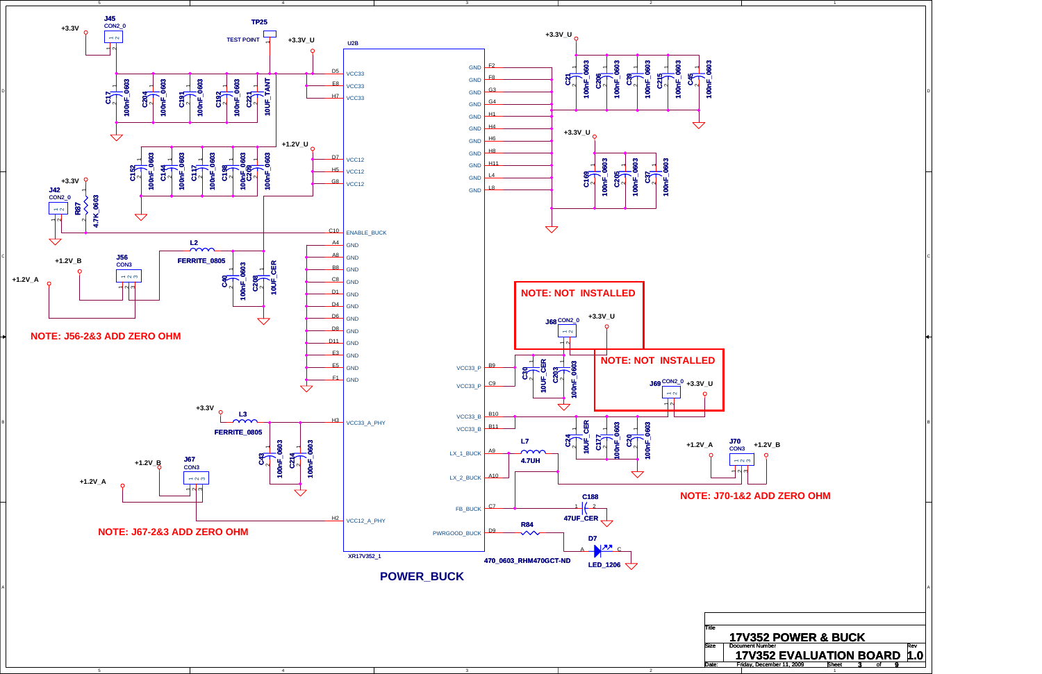**POWER_BUCK**

U2B — XR17V352_1

| Pin | Signal |
| --- | --- |
| D5 | VCC33 |
| E8 | VCC33 |
| H7 | VCC33 |
| D7 | VCC12 |
| H5 | VCC12 |
| G8 | VCC12 |
| C10 | ENABLE_BUCK |
| A4 | GND |
| A8 | GND |
| B8 | GND |
| C8 | GND |
| D1 | GND |
| D4 | GND |
| D6 | GND |
| D8 | GND |
| D11 | GND |
| E3 | GND |
| E5 | GND |
| F1 | GND |
| H3 | VCC33_A_PHY |
| H2 | VCC12_A_PHY |
| F2 | GND |
| F8 | GND |
| G3 | GND |
| G4 | GND |
| H1 | GND |
| H4 | GND |
| H6 | GND |
| H8 | GND |
| H11 | GND |
| L4 | GND |
| L8 | GND |
| B9 | VCC33_P |
| C9 | VCC33_P |
| B10 | VCC33_B |
| B11 | VCC33_B |
| A9 | LX_1_BUCK |
| A10 | LX_2_BUCK |
| C7 | FB_BUCK |
| D9 | PWRGOOD_BUCK |

Components:

- J45 CON2_0 (+3.3V), TP25 TEST POINT, +3.3V_U
- C17 100nF_0603, C204 100nF_0603, C191 100nF_0603, C192 100nF_0603, C221 10UF_TANT
- +1.2V_U: C152 100nF_0603, C144 100nF_0603, C117 100nF_0603, C198 100nF_0603, C209 100nF_0603
- J42 CON2_0, R87 4.7K_0603 (+3.3V)
- L2 FERRITE_0805, C40 100nF_0603, C208 10UF_CER
- J56 CON3 (+1.2V_B, +1.2V_A)
- L3 FERRITE_0805 (+3.3V), C43 100nF_0603, C214 100nF_0603
- J67 CON3 (+1.2V_B, +1.2V_A)
- +3.3V_U: C21 100nF_0603, C206 100nF_0603, C39 100nF_0603, C215 100nF_0603, C45 100nF_0603
- +3.3V_U: C169 100nF_0603, C205 100nF_0603, C37 100nF_0603
- J68 CON2_0 (+3.3V_U), C30 10UF_CER, C203 100nF_0603
- J69 CON2_0 (+3.3V_U)
- C24 10UF_CER, C177 100nF_0603, C20 100nF_0603
- L7 4.7UH
- J70 CON3 (+1.2V_A, +1.2V_B)
- C188 47UF_CER
- R84 470_0603_RHM470GCT-ND
- D7 LED_1206

NOTE: J56-2&3 ADD ZERO OHM

NOTE: J67-2&3 ADD ZERO OHM

NOTE: NOT INSTALLED

NOTE: NOT INSTALLED

NOTE: J70-1&2 ADD ZERO OHM

| Title | 17V352 POWER & BUCK | |
| --- | --- | --- |
| Size | Document Number: 17V352 EVALUATION BOARD | Rev: 1.0 |
| Date: Friday, December 11, 2009 | Sheet 3 of 9 | |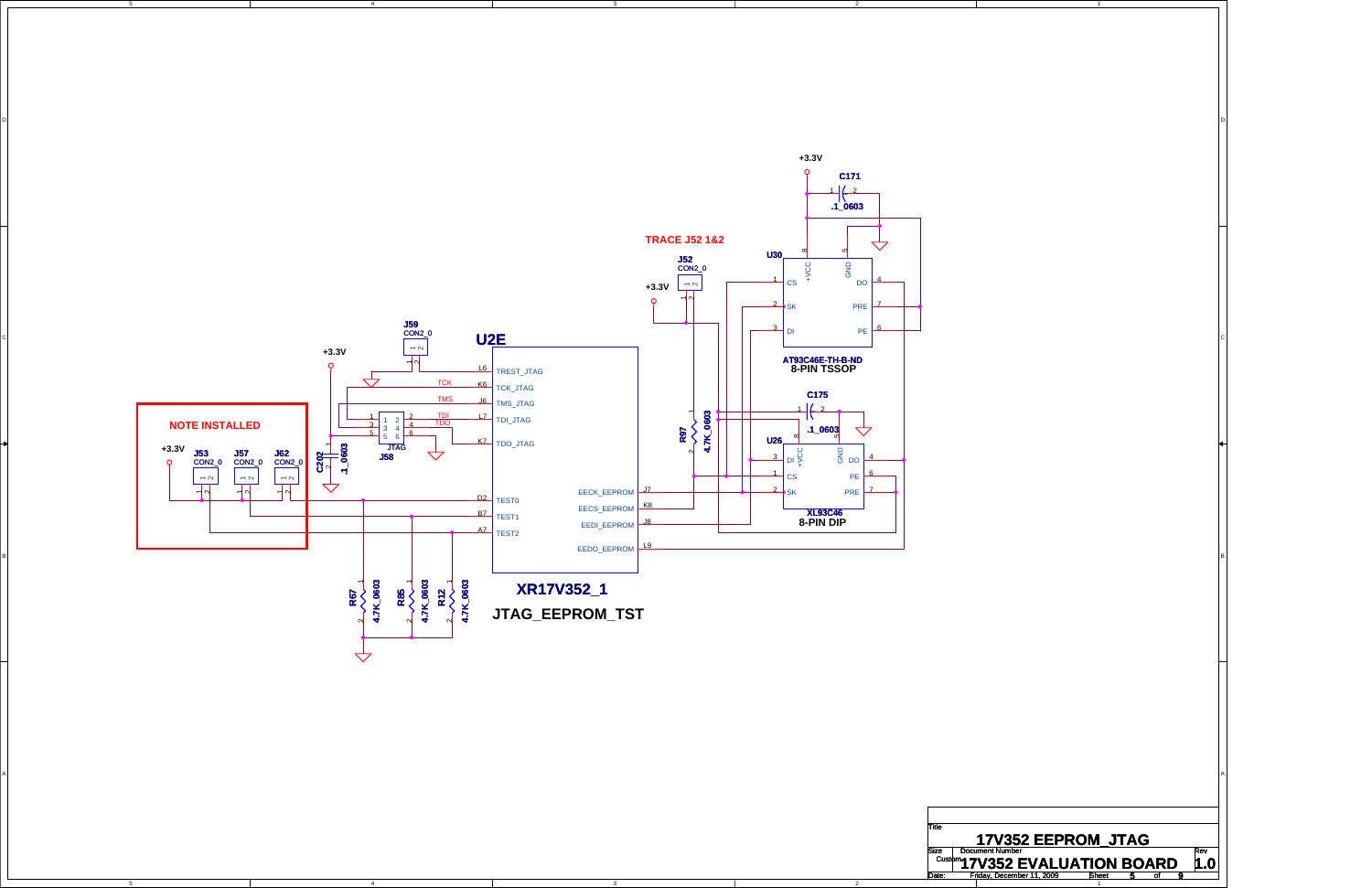TRACE J52 1&2

NOTE INSTALLED

U2E

XR17V352_1

JTAG_EEPROM_TST

U30 — AT93C46E-TH-B-ND, 8-PIN TSSOP

U26 — XL93C46, 8-PIN DIP

| Pin | Signal |
|---|---|
| L6 | TREST_JTAG |
| K6 | TCK_JTAG |
| J6 | TMS_JTAG |
| L7 | TDI_JTAG |
| K7 | TDO_JTAG |
| D2 | TEST0 |
| B7 | TEST1 |
| A7 | TEST2 |
| J7 | EECK_EEPROM |
| K8 | EECS_EEPROM |
| J8 | EEDI_EEPROM |
| L9 | EEDO_EEPROM |

Components: J59 CON2_0, J52 CON2_0, J53 CON2_0, J57 CON2_0, J62 CON2_0, J58 JTAG, C171 .1_0603, C175 .1_0603, C202 .1_0603, R97 4.7K_0603, R67 4.7K_0603, R85 4.7K_0603, R12 4.7K_0603

Title: 17V352 EEPROM_JTAG

Size: Custom | Document Number: 17V352 EVALUATION BOARD | Rev: 1.0

Date: Friday, December 11, 2009 | Sheet 5 of 9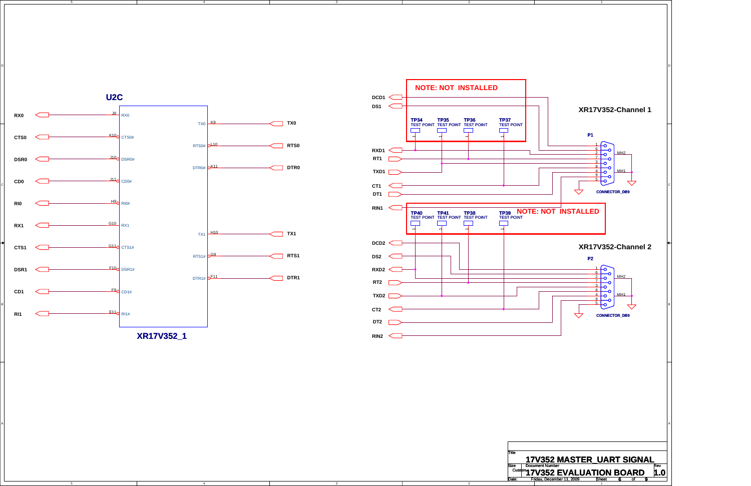## U2C

| Signal | Pin | Pin Name |
|---|---|---|
| RX0 | J9 | RX0 |
| CTS0 | K10 | CTS0# |
| DSR0 | J10 | DSR0# |
| CD0 | J11 | CD0# |
| RI0 | H9 | RI0# |
| RX1 | G10 | RX1 |
| CTS1 | G11 | CTS1# |
| DSR1 | F10 | DSR1# |
| CD1 | F9 | CD1# |
| RI1 | E11 | RI1# |

| Pin Name | Pin | Signal |
|---|---|---|
| TX0 | K9 | TX0 |
| RTS0# | L10 | RTS0 |
| DTR0# | K11 | DTR0 |
| TX1 | H10 | TX1 |
| RTS1# | G9 | RTS1 |
| DTR1# | F11 | DTR1 |

**XR17V352_1**

**NOTE: NOT INSTALLED**

TP34 TEST POINT, TP35 TEST POINT, TP36 TEST POINT, TP37 TEST POINT

## XR17V352-Channel 1

P1 — CONNECTOR_DB9

Signals: DCD1, DS1, RXD1, RT1, TXD1, CT1, DT1, RIN1

Pins: 1, 6, 2, 7, 3, 8, 4, 9, 5, MH2, MH1

**NOTE: NOT INSTALLED**

TP40 TEST POINT, TP41 TEST POINT, TP38 TEST POINT, TP39 TEST POINT

## XR17V352-Channel 2

P2 — CONNECTOR_DB9

Signals: DCD2, DS2, RXD2, RT2, TXD2, CT2, DT2, RIN2

Pins: 1, 6, 2, 7, 3, 8, 4, 9, 5, MH2, MH1

| | |
|---|---|
| Title | 17V352 MASTER_UART SIGNAL |
| Size | Custom |
| Document Number | 17V352 EVALUATION BOARD |
| Rev | 1.0 |
| Date: | Friday, December 11, 2009 |
| Sheet | 6 of 9 |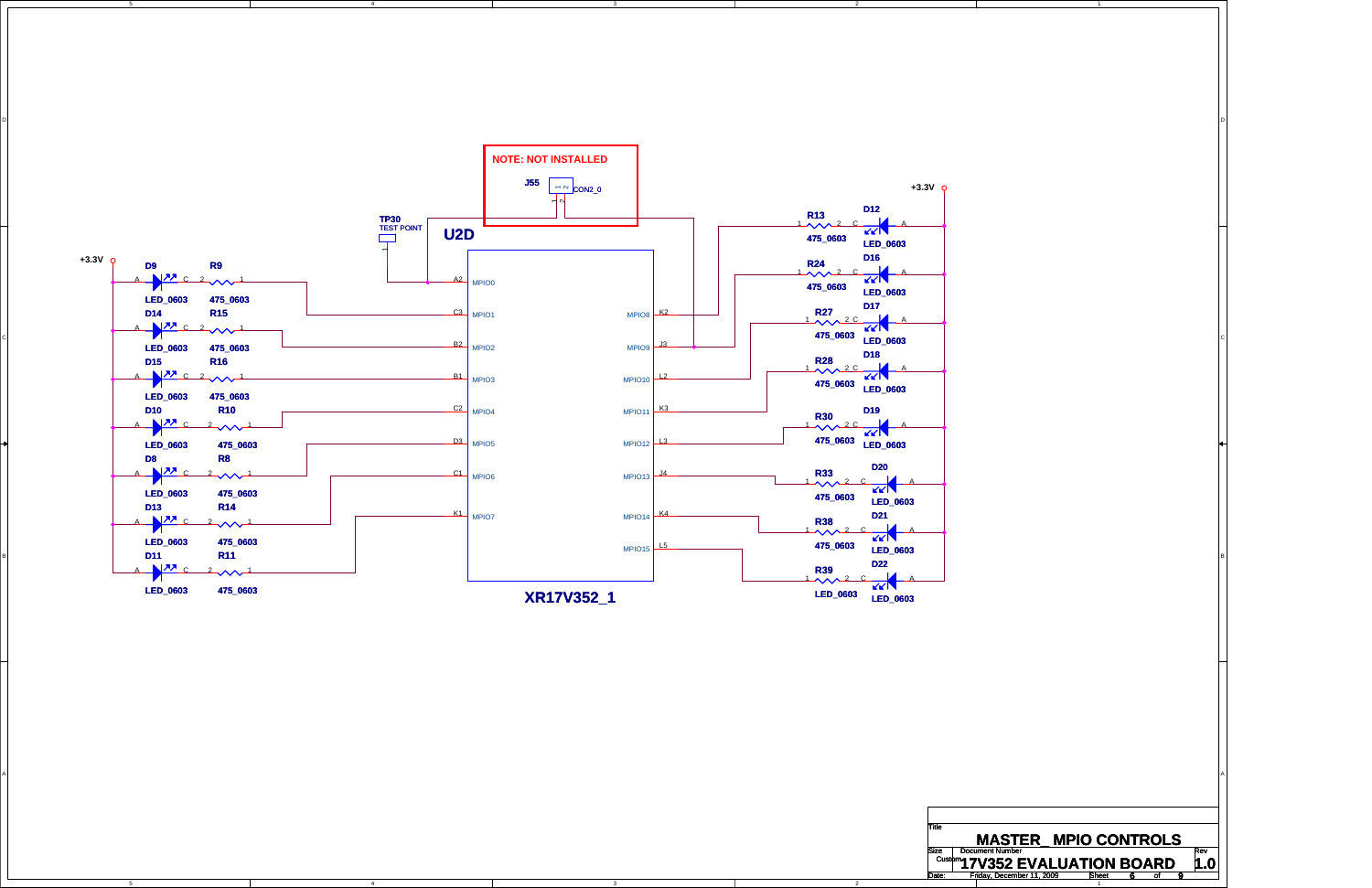NOTE: NOT INSTALLED

J55 CON2_0

TP30 TEST POINT

U2D

XR17V352_1

+3.3V

| LED | Resistor | U2D Pin | Signal |
|---|---|---|---|
| D9 LED_0603 | R9 475_0603 | A2 | MPIO0 |
| D14 LED_0603 | R15 475_0603 | C3 | MPIO1 |
| D15 LED_0603 | R16 475_0603 | B2 | MPIO2 |
| D10 LED_0603 | R10 475_0603 | B1 | MPIO3 |
| D8 LED_0603 | R8 475_0603 | C2 | MPIO4 |
| D13 LED_0603 | R14 475_0603 | D3 | MPIO5 |
| D11 LED_0603 | R11 475_0603 | C1 | MPIO6 |
| | | K1 | MPIO7 |
| D12 LED_0603 | R13 475_0603 | K2 | MPIO8 |
| D16 LED_0603 | R24 475_0603 | J3 | MPIO9 |
| D17 LED_0603 | R27 475_0603 | L2 | MPIO10 |
| D18 LED_0603 | R28 475_0603 | K3 | MPIO11 |
| D19 LED_0603 | R30 475_0603 | L3 | MPIO12 |
| D20 LED_0603 | R33 475_0603 | J4 | MPIO13 |
| D21 LED_0603 | R38 475_0603 | K4 | MPIO14 |
| D22 LED_0603 | R39 LED_0603 | L5 | MPIO15 |

| Title | MASTER_ MPIO CONTROLS | |
|---|---|---|
| Size: Custom | Document Number: 17V352 EVALUATION BOARD | Rev: 1.0 |
| Date: Friday, December 11, 2009 | Sheet 6 of 9 | |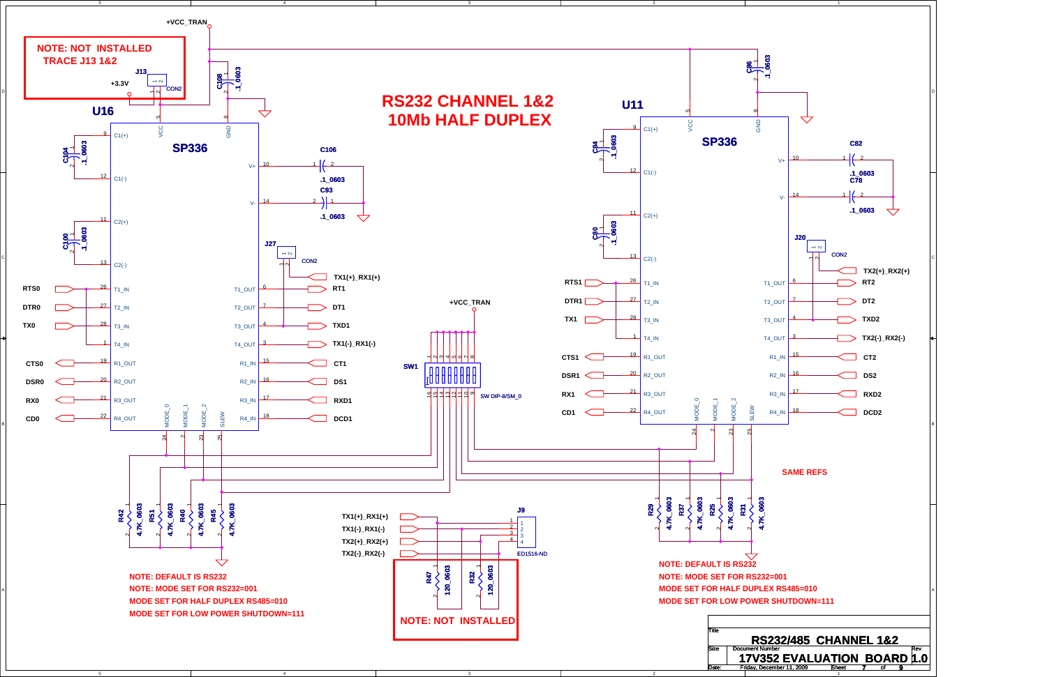# RS232 CHANNEL 1&2
# 10Mb HALF DUPLEX

**NOTE: NOT INSTALLED TRACE J13 1&2**

J13 CON2, +3.3V, +VCC_TRAN

C108 .1_0603

## U16 — SP336

C104 .1_0603, C100 .1_0603, C106 .1_0603, C93 .1_0603, J27 CON2

| Signal | Pin | U16 Pin Name | U16 Pin Name | Pin | Signal |
|---|---|---|---|---|---|
| | 9 | C1(+) | V+ | 10 | |
| | 12 | C1(-) | V- | 14 | |
| | 11 | C2(+) | | | |
| | 13 | C2(-) | | | TX1(+)_RX1(+) |
| RTS0 | 26 | T1_IN | T1_OUT | 6 | RT1 |
| DTR0 | 27 | T2_IN | T2_OUT | 7 | DT1 |
| TX0 | 28 | T3_IN | T3_OUT | 4 | TXD1 |
| | 1 | T4_IN | T4_OUT | 3 | TX1(-)_RX1(-) |
| CTS0 | 19 | R1_OUT | R1_IN | 15 | CT1 |
| DSR0 | 20 | R2_OUT | R2_IN | 16 | DS1 |
| RX0 | 21 | R3_OUT | R3_IN | 17 | RXD1 |
| CD0 | 22 | R4_OUT | R4_IN | 18 | DCD1 |

VCC (5), GND (8), MODE_0 (24), MODE_1 (2), MODE_2 (23), SLEW (25)

R42 4.7K_0603, R51 4.7K_0603, R40 4.7K_0603, R45 4.7K_0603

**NOTE: DEFAULT IS RS232**
**NOTE: MODE SET FOR RS232=001**
**MODE SET FOR HALF DUPLEX RS485=010**
**MODE SET FOR LOW POWER SHUTDOWN=111**

## SW1 — SW DIP-8/SM_0

+VCC_TRAN

## J9 — ED1516-ND

| Signal | Pin |
|---|---|
| TX1(+)_RX1(+) | 1 |
| TX1(-)_RX1(-) | 2 |
| TX2(+)_RX2(+) | 3 |
| TX2(-)_RX2(-) | 4 |

R47 120_0603, R32 120_0603

**NOTE: NOT INSTALLED**

## U11 — SP336

C86 .1_0603, C84 .1_0603, C80 .1_0603, C82 .1_0603, C78 .1_0603, J20 CON2

| Signal | Pin | U11 Pin Name | U11 Pin Name | Pin | Signal |
|---|---|---|---|---|---|
| | 9 | C1(+) | V+ | 10 | |
| | 12 | C1(-) | V- | 14 | |
| | 11 | C2(+) | | | |
| | 13 | C2(-) | | | TX2(+)_RX2(+) |
| RTS1 | 26 | T1_IN | T1_OUT | 6 | RT2 |
| DTR1 | 27 | T2_IN | T2_OUT | 7 | DT2 |
| TX1 | 28 | T3_IN | T3_OUT | 4 | TXD2 |
| | 1 | T4_IN | T4_OUT | 3 | TX2(-)_RX2(-) |
| CTS1 | 19 | R1_OUT | R1_IN | 15 | CT2 |
| DSR1 | 20 | R2_OUT | R2_IN | 16 | DS2 |
| RX1 | 21 | R3_OUT | R3_IN | 17 | RXD2 |
| CD1 | 22 | R4_OUT | R4_IN | 18 | DCD2 |

VCC (5), GND (8), MODE_0 (24), MODE_1 (2), MODE_2 (23), SLEW (25)

R29 4.7K_0603, R37 4.7K_0603, R25 4.7K_0603, R31 4.7K_0603

**SAME REFS**

**NOTE: DEFAULT IS RS232**
**NOTE: MODE SET FOR RS232=001**
**MODE SET FOR HALF DUPLEX RS485=010**
**MODE SET FOR LOW POWER SHUTDOWN=111**

| Title | RS232/485 CHANNEL 1&2 | |
|---|---|---|
| Size | Document Number: 17V352 EVALUATION BOARD | Rev 1.0 |
| Date: Friday, December 11, 2009 | Sheet 7 of 9 | |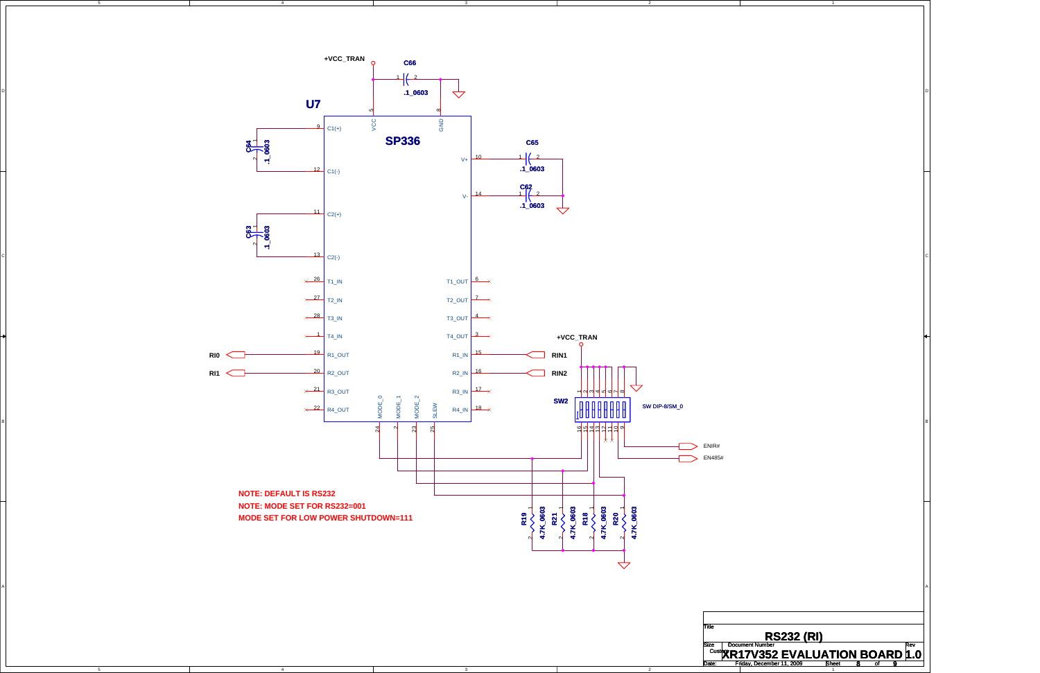+VCC_TRAN

C66 .1_0603

U7

SP336

| Pin | Name | Pin | Name |
|---|---|---|---|
| 5 | VCC | 8 | GND |
| 9 | C1(+) | 10 | V+ |
| 12 | C1(-) | 14 | V- |
| 11 | C2(+) | 6 | T1_OUT |
| 13 | C2(-) | 7 | T2_OUT |
| 26 | T1_IN | 4 | T3_OUT |
| 27 | T2_IN | 3 | T4_OUT |
| 28 | T3_IN | 15 | R1_IN |
| 1 | T4_IN | 16 | R2_IN |
| 19 | R1_OUT | 17 | R3_IN |
| 20 | R2_OUT | 18 | R4_IN |
| 21 | R3_OUT | 24 | MODE_0 |
| 22 | R4_OUT | 2 | MODE_1 |
| 23 | MODE_2 | 25 | SLEW |

C64 .1_0603

C63 .1_0603

C65 .1_0603

C62 .1_0603

RI0

RI1

RIN1

RIN2

+VCC_TRAN

SW2 SW DIP-8/SM_0

ENIR#

EN485#

R19 4.7K_0603

R21 4.7K_0603

R18 4.7K_0603

R20 4.7K_0603

**NOTE: DEFAULT IS RS232**

**NOTE: MODE SET FOR RS232=001**

**MODE SET FOR LOW POWER SHUTDOWN=111**

| Title | RS232 (RI) | |
|---|---|---|
| Size: Custom | Document Number: XR17V352 EVALUATION BOARD | Rev: 1.0 |
| Date: Friday, December 11, 2009 | Sheet 8 of 9 | |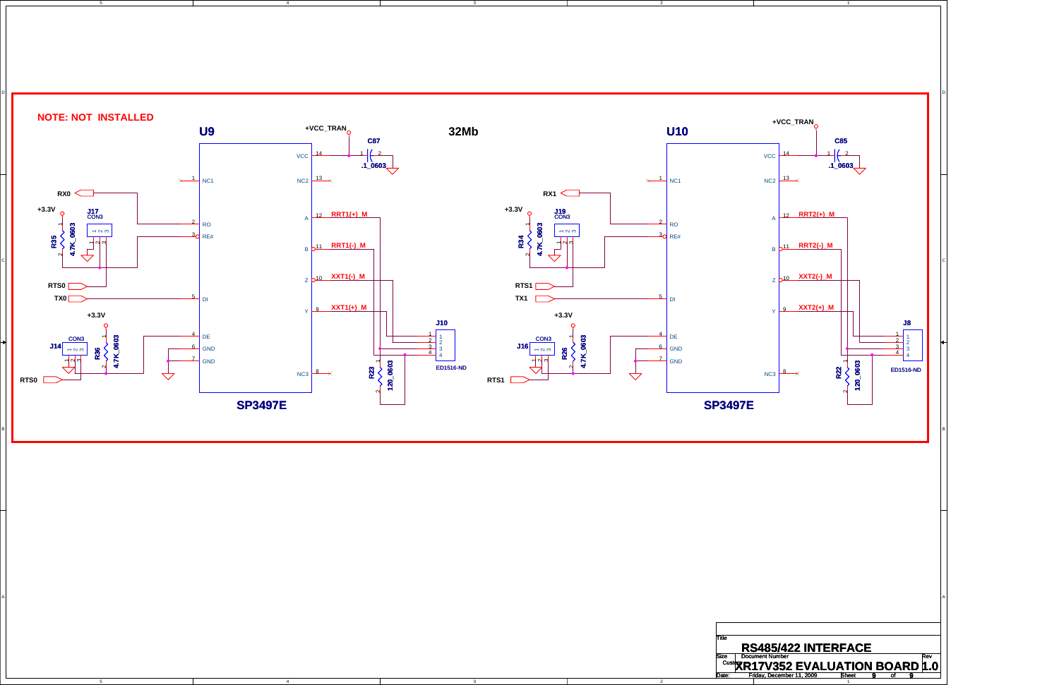**NOTE: NOT INSTALLED**

U9

+VCC_TRAN

C87

.1_0603

32Mb

U10

+VCC_TRAN

C85

.1_0603

RX0

+3.3V

J17
CON3

R35
4.7K_0603

RTS0

TX0

+3.3V

J14
CON3

R36
4.7K_0603

RTS0

NC1
RO
RE#
DI
DE
GND
GND

VCC
NC2
A
B
Z
Y
NC3

RRT1(+)_M

RRT1(-)_M

XXT1(-)_M

XXT1(+)_M

J10

ED1516-ND

R23
120_0603

SP3497E

RX1

+3.3V

J19
CON3

R34
4.7K_0603

RTS1

TX1

+3.3V

J16
CON3

R26
4.7K_0603

RTS1

NC1
RO
RE#
DI
DE
GND
GND

VCC
NC2
A
B
Z
Y
NC3

RRT2(+)_M

RRT2(-)_M

XXT2(-)_M

XXT2(+)_M

J8

ED1516-ND

R22
120_0603

SP3497E

| | | |
|---|---|---|
| Title | RS485/422 INTERFACE | |
| Size: Custom | Document Number: XR17V352 EVALUATION BOARD | Rev: 1.0 |
| Date: Friday, December 11, 2009 | Sheet 9 of 9 | |